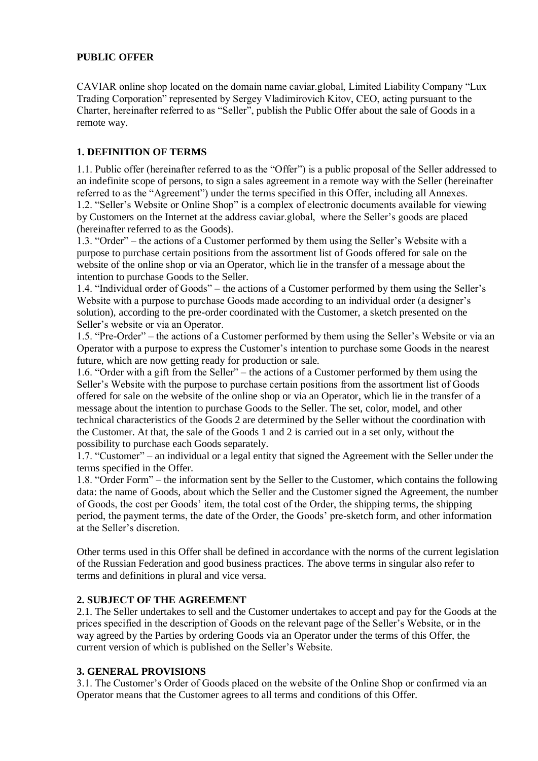**PUBLIC OFFER**

CAVIAR online shop located on the domain name caviar.global, Limited Liability Company "Lux Trading Corporation" represented by Sergey Vladimirovich Kitov, CEO, acting pursuant to the Charter, hereinafter referred to as "Seller", publish the Public Offer about the sale of Goods in a remote way.

**1. DEFINITION OF TERMS**

1.1. Public offer (hereinafter referred to as the "Offer") is a public proposal of the Seller addressed to an indefinite scope of persons, to sign a sales agreement in a remote way with the Seller (hereinafter referred to as the "Agreement") under the terms specified in this Offer, including all Annexes.
1.2. "Seller's Website or Online Shop" is a complex of electronic documents available for viewing by Customers on the Internet at the address caviar.global, where the Seller's goods are placed (hereinafter referred to as the Goods).
1.3. "Order" – the actions of a Customer performed by them using the Seller's Website with a purpose to purchase certain positions from the assortment list of Goods offered for sale on the website of the online shop or via an Operator, which lie in the transfer of a message about the intention to purchase Goods to the Seller.
1.4. "Individual order of Goods" – the actions of a Customer performed by them using the Seller's Website with a purpose to purchase Goods made according to an individual order (a designer's solution), according to the pre-order coordinated with the Customer, a sketch presented on the Seller's website or via an Operator.
1.5. "Pre-Order" – the actions of a Customer performed by them using the Seller's Website or via an Operator with a purpose to express the Customer's intention to purchase some Goods in the nearest future, which are now getting ready for production or sale.
1.6. "Order with a gift from the Seller" – the actions of a Customer performed by them using the Seller's Website with the purpose to purchase certain positions from the assortment list of Goods offered for sale on the website of the online shop or via an Operator, which lie in the transfer of a message about the intention to purchase Goods to the Seller. The set, color, model, and other technical characteristics of the Goods 2 are determined by the Seller without the coordination with the Customer. At that, the sale of the Goods 1 and 2 is carried out in a set only, without the possibility to purchase each Goods separately.
1.7. "Customer" – an individual or a legal entity that signed the Agreement with the Seller under the terms specified in the Offer.
1.8. "Order Form" – the information sent by the Seller to the Customer, which contains the following data: the name of Goods, about which the Seller and the Customer signed the Agreement, the number of Goods, the cost per Goods' item, the total cost of the Order, the shipping terms, the shipping period, the payment terms, the date of the Order, the Goods' pre-sketch form, and other information at the Seller's discretion.

Other terms used in this Offer shall be defined in accordance with the norms of the current legislation of the Russian Federation and good business practices. The above terms in singular also refer to terms and definitions in plural and vice versa.

**2. SUBJECT OF THE AGREEMENT**

2.1. The Seller undertakes to sell and the Customer undertakes to accept and pay for the Goods at the prices specified in the description of Goods on the relevant page of the Seller's Website, or in the way agreed by the Parties by ordering Goods via an Operator under the terms of this Offer, the current version of which is published on the Seller's Website.

**3. GENERAL PROVISIONS**

3.1. The Customer's Order of Goods placed on the website of the Online Shop or confirmed via an Operator means that the Customer agrees to all terms and conditions of this Offer.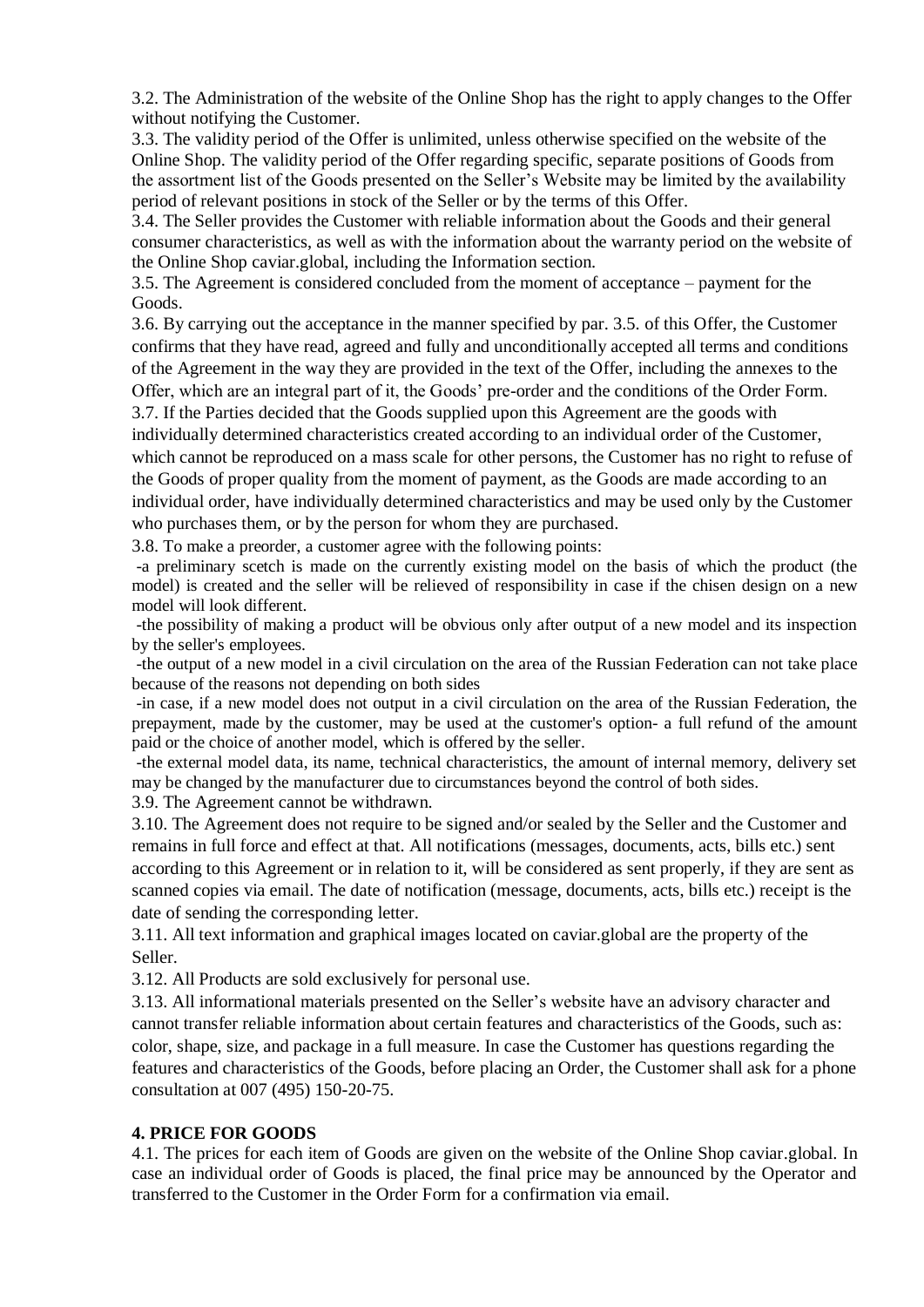3.2. The Administration of the website of the Online Shop has the right to apply changes to the Offer without notifying the Customer.

3.3. The validity period of the Offer is unlimited, unless otherwise specified on the website of the Online Shop. The validity period of the Offer regarding specific, separate positions of Goods from the assortment list of the Goods presented on the Seller's Website may be limited by the availability period of relevant positions in stock of the Seller or by the terms of this Offer.

3.4. The Seller provides the Customer with reliable information about the Goods and their general consumer characteristics, as well as with the information about the warranty period on the website of the Online Shop caviar.global, including the Information section.

3.5. The Agreement is considered concluded from the moment of acceptance – payment for the Goods.

3.6. By carrying out the acceptance in the manner specified by par. 3.5. of this Offer, the Customer confirms that they have read, agreed and fully and unconditionally accepted all terms and conditions of the Agreement in the way they are provided in the text of the Offer, including the annexes to the Offer, which are an integral part of it, the Goods' pre-order and the conditions of the Order Form.

3.7. If the Parties decided that the Goods supplied upon this Agreement are the goods with individually determined characteristics created according to an individual order of the Customer, which cannot be reproduced on a mass scale for other persons, the Customer has no right to refuse of the Goods of proper quality from the moment of payment, as the Goods are made according to an individual order, have individually determined characteristics and may be used only by the Customer who purchases them, or by the person for whom they are purchased.

3.8. To make a preorder, a customer agree with the following points:

-a preliminary scetch is made on the currently existing model on the basis of which the product (the model) is created and the seller will be relieved of responsibility in case if the chisen design on a new model will look different.

-the possibility of making a product will be obvious only after output of a new model and its inspection by the seller's employees.

-the output of a new model in a civil circulation on the area of the Russian Federation can not take place because of the reasons not depending on both sides

-in case, if a new model does not output in a civil circulation on the area of the Russian Federation, the prepayment, made by the customer, may be used at the customer's option- a full refund of the amount paid or the choice of another model, which is offered by the seller.

-the external model data, its name, technical characteristics, the amount of internal memory, delivery set may be changed by the manufacturer due to circumstances beyond the control of both sides.

3.9. The Agreement cannot be withdrawn.

3.10. The Agreement does not require to be signed and/or sealed by the Seller and the Customer and remains in full force and effect at that. All notifications (messages, documents, acts, bills etc.) sent according to this Agreement or in relation to it, will be considered as sent properly, if they are sent as scanned copies via email. The date of notification (message, documents, acts, bills etc.) receipt is the date of sending the corresponding letter.

3.11. All text information and graphical images located on caviar.global are the property of the Seller.

3.12. All Products are sold exclusively for personal use.

3.13. All informational materials presented on the Seller's website have an advisory character and cannot transfer reliable information about certain features and characteristics of the Goods, such as: color, shape, size, and package in a full measure. In case the Customer has questions regarding the features and characteristics of the Goods, before placing an Order, the Customer shall ask for a phone consultation at 007 (495) 150-20-75.

## 4. PRICE FOR GOODS

4.1. The prices for each item of Goods are given on the website of the Online Shop caviar.global. In case an individual order of Goods is placed, the final price may be announced by the Operator and transferred to the Customer in the Order Form for a confirmation via email.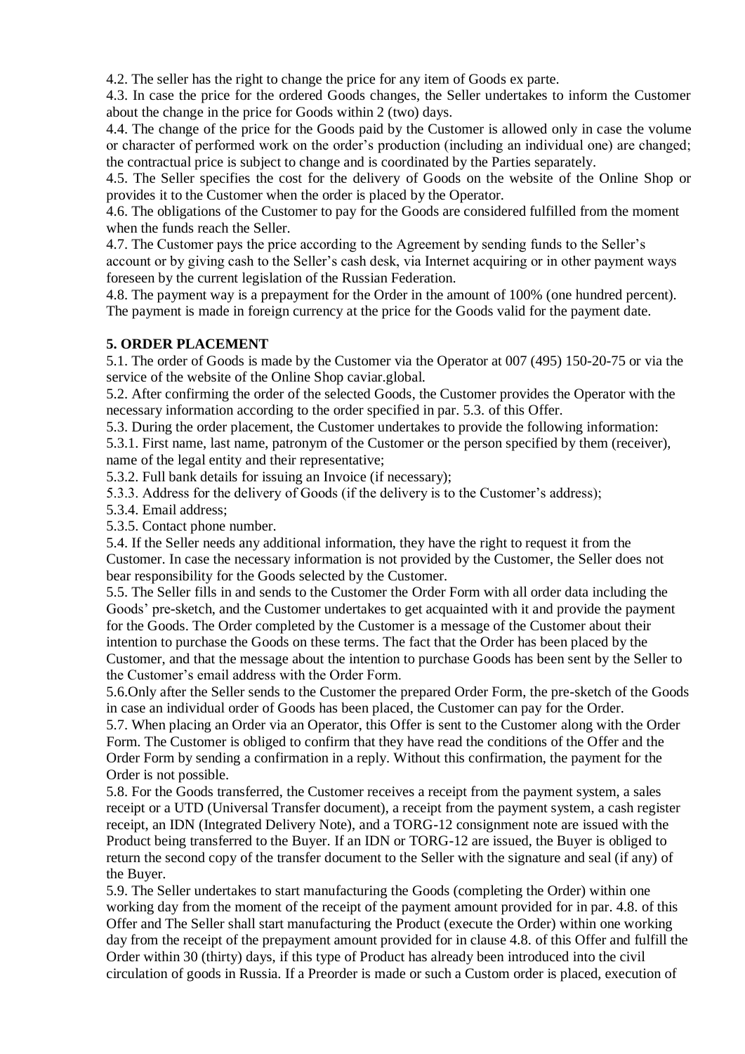4.2. The seller has the right to change the price for any item of Goods ex parte.

4.3. In case the price for the ordered Goods changes, the Seller undertakes to inform the Customer about the change in the price for Goods within 2 (two) days.

4.4. The change of the price for the Goods paid by the Customer is allowed only in case the volume or character of performed work on the order's production (including an individual one) are changed; the contractual price is subject to change and is coordinated by the Parties separately.

4.5. The Seller specifies the cost for the delivery of Goods on the website of the Online Shop or provides it to the Customer when the order is placed by the Operator.

4.6. The obligations of the Customer to pay for the Goods are considered fulfilled from the moment when the funds reach the Seller.

4.7. The Customer pays the price according to the Agreement by sending funds to the Seller's account or by giving cash to the Seller's cash desk, via Internet acquiring or in other payment ways foreseen by the current legislation of the Russian Federation.

4.8. The payment way is a prepayment for the Order in the amount of 100% (one hundred percent). The payment is made in foreign currency at the price for the Goods valid for the payment date.

## 5. ORDER PLACEMENT

5.1. The order of Goods is made by the Customer via the Operator at 007 (495) 150-20-75 or via the service of the website of the Online Shop caviar.global.

5.2. After confirming the order of the selected Goods, the Customer provides the Operator with the necessary information according to the order specified in par. 5.3. of this Offer.

5.3. During the order placement, the Customer undertakes to provide the following information:

5.3.1. First name, last name, patronym of the Customer or the person specified by them (receiver), name of the legal entity and their representative;

5.3.2. Full bank details for issuing an Invoice (if necessary);

5.3.3. Address for the delivery of Goods (if the delivery is to the Customer's address);

5.3.4. Email address;

5.3.5. Contact phone number.

5.4. If the Seller needs any additional information, they have the right to request it from the Customer. In case the necessary information is not provided by the Customer, the Seller does not bear responsibility for the Goods selected by the Customer.

5.5. The Seller fills in and sends to the Customer the Order Form with all order data including the Goods' pre-sketch, and the Customer undertakes to get acquainted with it and provide the payment for the Goods. The Order completed by the Customer is a message of the Customer about their intention to purchase the Goods on these terms. The fact that the Order has been placed by the Customer, and that the message about the intention to purchase Goods has been sent by the Seller to the Customer's email address with the Order Form.

5.6.Only after the Seller sends to the Customer the prepared Order Form, the pre-sketch of the Goods in case an individual order of Goods has been placed, the Customer can pay for the Order.

5.7. When placing an Order via an Operator, this Offer is sent to the Customer along with the Order Form. The Customer is obliged to confirm that they have read the conditions of the Offer and the Order Form by sending a confirmation in a reply. Without this confirmation, the payment for the Order is not possible.

5.8. For the Goods transferred, the Customer receives a receipt from the payment system, a sales receipt or a UTD (Universal Transfer document), a receipt from the payment system, a cash register receipt, an IDN (Integrated Delivery Note), and a TORG-12 consignment note are issued with the Product being transferred to the Buyer. If an IDN or TORG-12 are issued, the Buyer is obliged to return the second copy of the transfer document to the Seller with the signature and seal (if any) of the Buyer.

5.9. The Seller undertakes to start manufacturing the Goods (completing the Order) within one working day from the moment of the receipt of the payment amount provided for in par. 4.8. of this Offer and The Seller shall start manufacturing the Product (execute the Order) within one working day from the receipt of the prepayment amount provided for in clause 4.8. of this Offer and fulfill the Order within 30 (thirty) days, if this type of Product has already been introduced into the civil circulation of goods in Russia. If a Preorder is made or such a Custom order is placed, execution of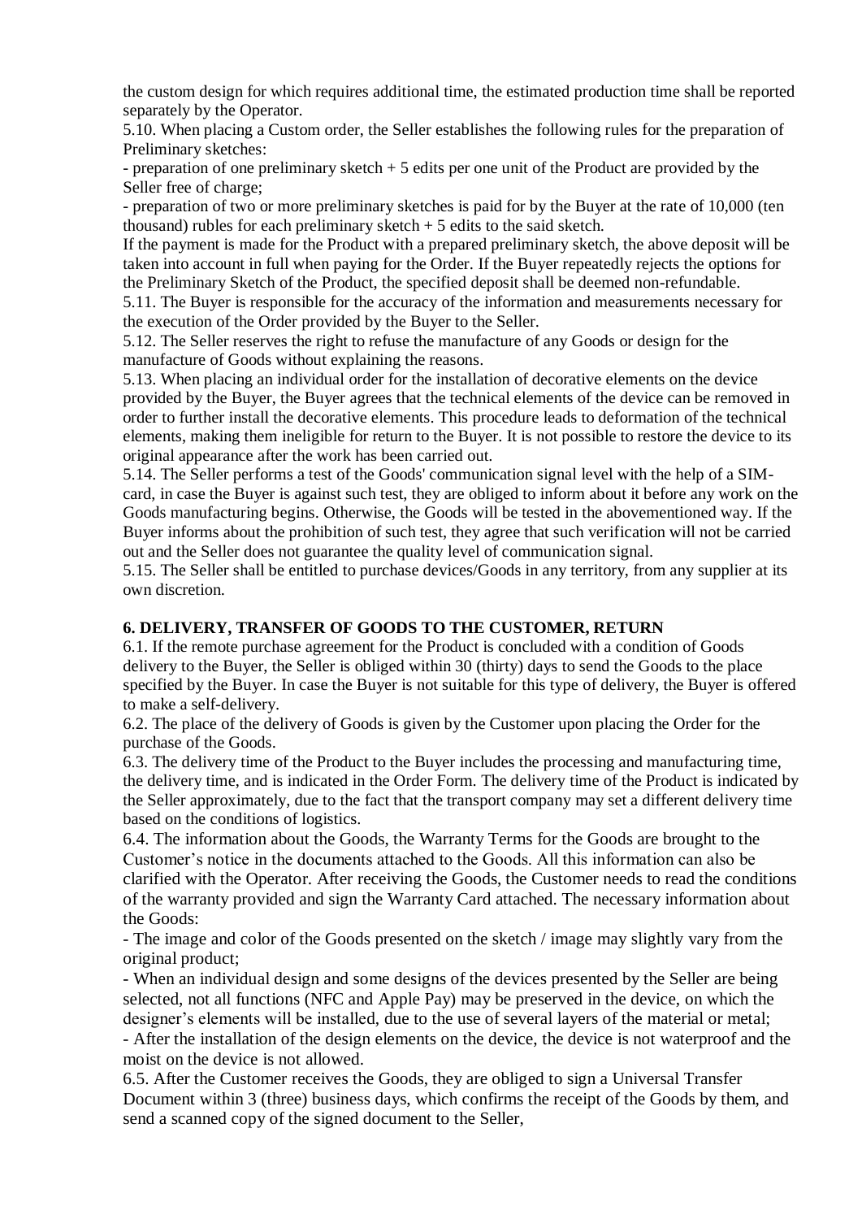the custom design for which requires additional time, the estimated production time shall be reported separately by the Operator.

5.10. When placing a Custom order, the Seller establishes the following rules for the preparation of Preliminary sketches:

- preparation of one preliminary sketch + 5 edits per one unit of the Product are provided by the Seller free of charge;
- preparation of two or more preliminary sketches is paid for by the Buyer at the rate of 10,000 (ten thousand) rubles for each preliminary sketch + 5 edits to the said sketch.

If the payment is made for the Product with a prepared preliminary sketch, the above deposit will be taken into account in full when paying for the Order. If the Buyer repeatedly rejects the options for the Preliminary Sketch of the Product, the specified deposit shall be deemed non-refundable.

5.11. The Buyer is responsible for the accuracy of the information and measurements necessary for the execution of the Order provided by the Buyer to the Seller.

5.12. The Seller reserves the right to refuse the manufacture of any Goods or design for the manufacture of Goods without explaining the reasons.

5.13. When placing an individual order for the installation of decorative elements on the device provided by the Buyer, the Buyer agrees that the technical elements of the device can be removed in order to further install the decorative elements. This procedure leads to deformation of the technical elements, making them ineligible for return to the Buyer. It is not possible to restore the device to its original appearance after the work has been carried out.

5.14. The Seller performs a test of the Goods' communication signal level with the help of a SIM-card, in case the Buyer is against such test, they are obliged to inform about it before any work on the Goods manufacturing begins. Otherwise, the Goods will be tested in the abovementioned way. If the Buyer informs about the prohibition of such test, they agree that such verification will not be carried out and the Seller does not guarantee the quality level of communication signal.

5.15. The Seller shall be entitled to purchase devices/Goods in any territory, from any supplier at its own discretion.

## 6. DELIVERY, TRANSFER OF GOODS TO THE CUSTOMER, RETURN

6.1. If the remote purchase agreement for the Product is concluded with a condition of Goods delivery to the Buyer, the Seller is obliged within 30 (thirty) days to send the Goods to the place specified by the Buyer. In case the Buyer is not suitable for this type of delivery, the Buyer is offered to make a self-delivery.

6.2. The place of the delivery of Goods is given by the Customer upon placing the Order for the purchase of the Goods.

6.3. The delivery time of the Product to the Buyer includes the processing and manufacturing time, the delivery time, and is indicated in the Order Form. The delivery time of the Product is indicated by the Seller approximately, due to the fact that the transport company may set a different delivery time based on the conditions of logistics.

6.4. The information about the Goods, the Warranty Terms for the Goods are brought to the Customer's notice in the documents attached to the Goods. All this information can also be clarified with the Operator. After receiving the Goods, the Customer needs to read the conditions of the warranty provided and sign the Warranty Card attached. The necessary information about the Goods:

- The image and color of the Goods presented on the sketch / image may slightly vary from the original product;
- When an individual design and some designs of the devices presented by the Seller are being selected, not all functions (NFC and Apple Pay) may be preserved in the device, on which the designer's elements will be installed, due to the use of several layers of the material or metal;
- After the installation of the design elements on the device, the device is not waterproof and the moist on the device is not allowed.

6.5. After the Customer receives the Goods, they are obliged to sign a Universal Transfer Document within 3 (three) business days, which confirms the receipt of the Goods by them, and send a scanned copy of the signed document to the Seller,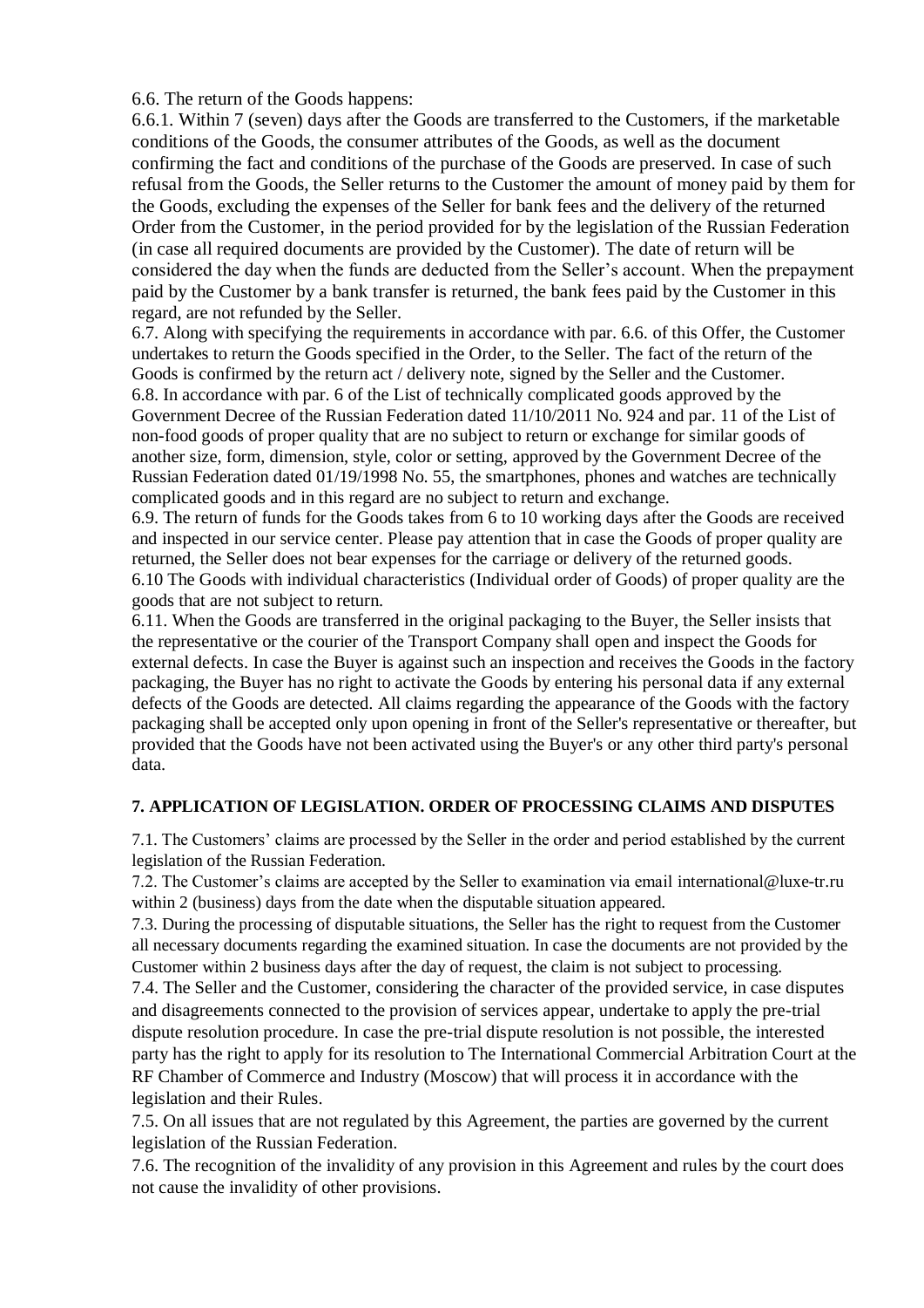6.6. The return of the Goods happens:

6.6.1. Within 7 (seven) days after the Goods are transferred to the Customers, if the marketable conditions of the Goods, the consumer attributes of the Goods, as well as the document confirming the fact and conditions of the purchase of the Goods are preserved. In case of such refusal from the Goods, the Seller returns to the Customer the amount of money paid by them for the Goods, excluding the expenses of the Seller for bank fees and the delivery of the returned Order from the Customer, in the period provided for by the legislation of the Russian Federation (in case all required documents are provided by the Customer). The date of return will be considered the day when the funds are deducted from the Seller's account. When the prepayment paid by the Customer by a bank transfer is returned, the bank fees paid by the Customer in this regard, are not refunded by the Seller.

6.7. Along with specifying the requirements in accordance with par. 6.6. of this Offer, the Customer undertakes to return the Goods specified in the Order, to the Seller. The fact of the return of the Goods is confirmed by the return act / delivery note, signed by the Seller and the Customer.

6.8. In accordance with par. 6 of the List of technically complicated goods approved by the Government Decree of the Russian Federation dated 11/10/2011 No. 924 and par. 11 of the List of non-food goods of proper quality that are no subject to return or exchange for similar goods of another size, form, dimension, style, color or setting, approved by the Government Decree of the Russian Federation dated 01/19/1998 No. 55, the smartphones, phones and watches are technically complicated goods and in this regard are no subject to return and exchange.

6.9. The return of funds for the Goods takes from 6 to 10 working days after the Goods are received and inspected in our service center. Please pay attention that in case the Goods of proper quality are returned, the Seller does not bear expenses for the carriage or delivery of the returned goods.

6.10 The Goods with individual characteristics (Individual order of Goods) of proper quality are the goods that are not subject to return.

6.11. When the Goods are transferred in the original packaging to the Buyer, the Seller insists that the representative or the courier of the Transport Company shall open and inspect the Goods for external defects. In case the Buyer is against such an inspection and receives the Goods in the factory packaging, the Buyer has no right to activate the Goods by entering his personal data if any external defects of the Goods are detected. All claims regarding the appearance of the Goods with the factory packaging shall be accepted only upon opening in front of the Seller's representative or thereafter, but provided that the Goods have not been activated using the Buyer's or any other third party's personal data.

## 7. APPLICATION OF LEGISLATION. ORDER OF PROCESSING CLAIMS AND DISPUTES

7.1. The Customers' claims are processed by the Seller in the order and period established by the current legislation of the Russian Federation.

7.2. The Customer's claims are accepted by the Seller to examination via email international@luxe-tr.ru within 2 (business) days from the date when the disputable situation appeared.

7.3. During the processing of disputable situations, the Seller has the right to request from the Customer all necessary documents regarding the examined situation. In case the documents are not provided by the Customer within 2 business days after the day of request, the claim is not subject to processing.

7.4. The Seller and the Customer, considering the character of the provided service, in case disputes and disagreements connected to the provision of services appear, undertake to apply the pre-trial dispute resolution procedure. In case the pre-trial dispute resolution is not possible, the interested party has the right to apply for its resolution to The International Commercial Arbitration Court at the RF Chamber of Commerce and Industry (Moscow) that will process it in accordance with the legislation and their Rules.

7.5. On all issues that are not regulated by this Agreement, the parties are governed by the current legislation of the Russian Federation.

7.6. The recognition of the invalidity of any provision in this Agreement and rules by the court does not cause the invalidity of other provisions.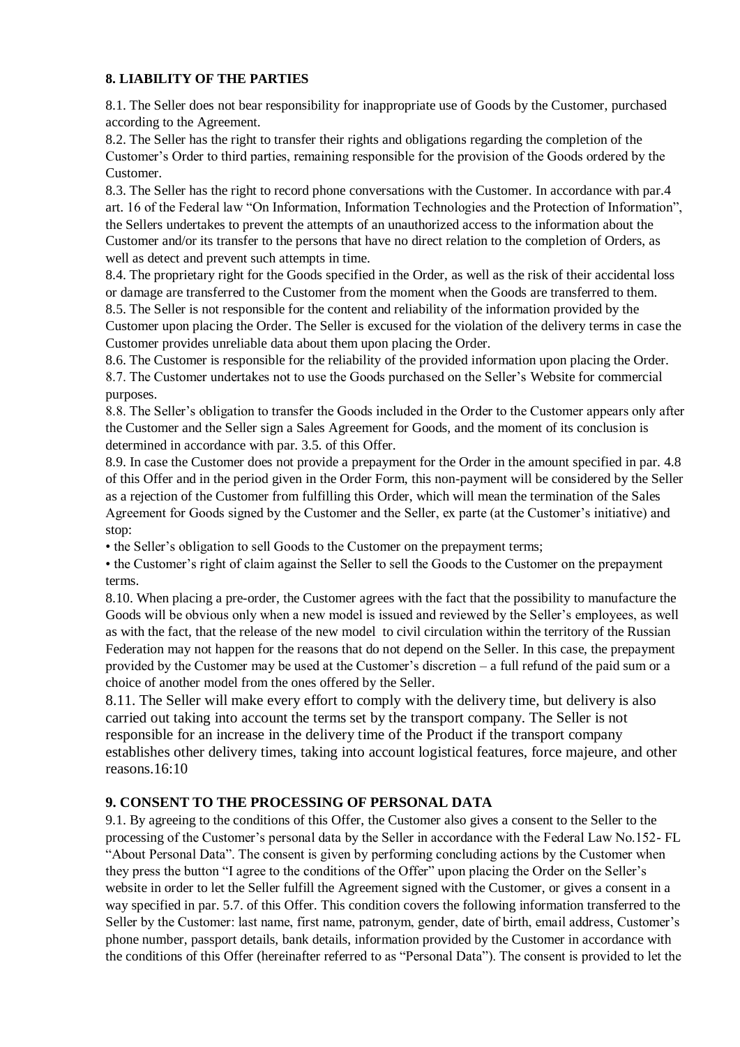## 8. LIABILITY OF THE PARTIES

8.1. The Seller does not bear responsibility for inappropriate use of Goods by the Customer, purchased according to the Agreement.

8.2. The Seller has the right to transfer their rights and obligations regarding the completion of the Customer's Order to third parties, remaining responsible for the provision of the Goods ordered by the Customer.

8.3. The Seller has the right to record phone conversations with the Customer. In accordance with par.4 art. 16 of the Federal law "On Information, Information Technologies and the Protection of Information", the Sellers undertakes to prevent the attempts of an unauthorized access to the information about the Customer and/or its transfer to the persons that have no direct relation to the completion of Orders, as well as detect and prevent such attempts in time.

8.4. The proprietary right for the Goods specified in the Order, as well as the risk of their accidental loss or damage are transferred to the Customer from the moment when the Goods are transferred to them.

8.5. The Seller is not responsible for the content and reliability of the information provided by the Customer upon placing the Order. The Seller is excused for the violation of the delivery terms in case the Customer provides unreliable data about them upon placing the Order.

8.6. The Customer is responsible for the reliability of the provided information upon placing the Order.

8.7. The Customer undertakes not to use the Goods purchased on the Seller's Website for commercial purposes.

8.8. The Seller's obligation to transfer the Goods included in the Order to the Customer appears only after the Customer and the Seller sign a Sales Agreement for Goods, and the moment of its conclusion is determined in accordance with par. 3.5. of this Offer.

8.9. In case the Customer does not provide a prepayment for the Order in the amount specified in par. 4.8 of this Offer and in the period given in the Order Form, this non-payment will be considered by the Seller as a rejection of the Customer from fulfilling this Order, which will mean the termination of the Sales Agreement for Goods signed by the Customer and the Seller, ex parte (at the Customer's initiative) and stop:

- the Seller's obligation to sell Goods to the Customer on the prepayment terms;
- the Customer's right of claim against the Seller to sell the Goods to the Customer on the prepayment terms.

8.10. When placing a pre-order, the Customer agrees with the fact that the possibility to manufacture the Goods will be obvious only when a new model is issued and reviewed by the Seller's employees, as well as with the fact, that the release of the new model to civil circulation within the territory of the Russian Federation may not happen for the reasons that do not depend on the Seller. In this case, the prepayment provided by the Customer may be used at the Customer's discretion – a full refund of the paid sum or a choice of another model from the ones offered by the Seller.

8.11. The Seller will make every effort to comply with the delivery time, but delivery is also carried out taking into account the terms set by the transport company. The Seller is not responsible for an increase in the delivery time of the Product if the transport company establishes other delivery times, taking into account logistical features, force majeure, and other reasons.16:10

## 9. CONSENT TO THE PROCESSING OF PERSONAL DATA

9.1. By agreeing to the conditions of this Offer, the Customer also gives a consent to the Seller to the processing of the Customer's personal data by the Seller in accordance with the Federal Law No.152- FL "About Personal Data". The consent is given by performing concluding actions by the Customer when they press the button "I agree to the conditions of the Offer" upon placing the Order on the Seller's website in order to let the Seller fulfill the Agreement signed with the Customer, or gives a consent in a way specified in par. 5.7. of this Offer. This condition covers the following information transferred to the Seller by the Customer: last name, first name, patronym, gender, date of birth, email address, Customer's phone number, passport details, bank details, information provided by the Customer in accordance with the conditions of this Offer (hereinafter referred to as "Personal Data"). The consent is provided to let the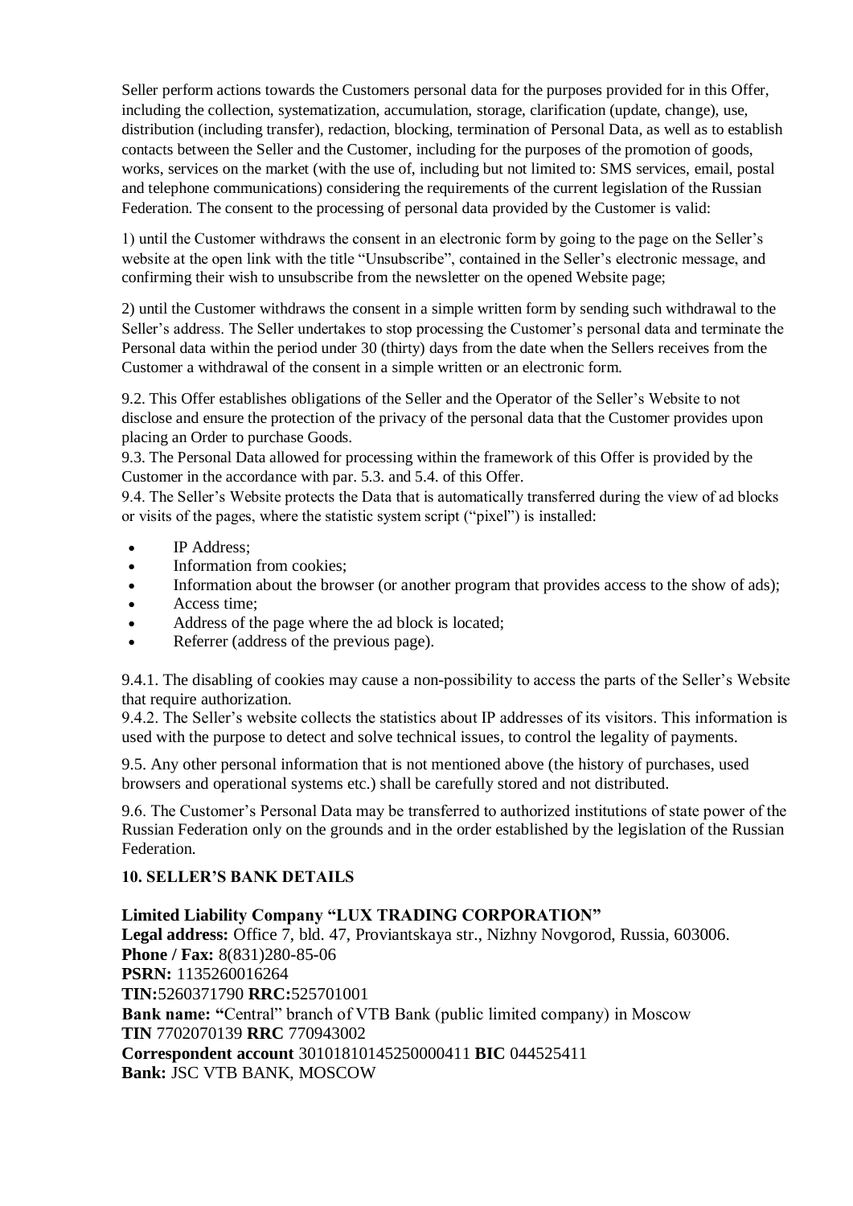Seller perform actions towards the Customers personal data for the purposes provided for in this Offer, including the collection, systematization, accumulation, storage, clarification (update, change), use, distribution (including transfer), redaction, blocking, termination of Personal Data, as well as to establish contacts between the Seller and the Customer, including for the purposes of the promotion of goods, works, services on the market (with the use of, including but not limited to: SMS services, email, postal and telephone communications) considering the requirements of the current legislation of the Russian Federation. The consent to the processing of personal data provided by the Customer is valid:

1) until the Customer withdraws the consent in an electronic form by going to the page on the Seller's website at the open link with the title "Unsubscribe", contained in the Seller's electronic message, and confirming their wish to unsubscribe from the newsletter on the opened Website page;

2) until the Customer withdraws the consent in a simple written form by sending such withdrawal to the Seller's address. The Seller undertakes to stop processing the Customer's personal data and terminate the Personal data within the period under 30 (thirty) days from the date when the Sellers receives from the Customer a withdrawal of the consent in a simple written or an electronic form.

9.2. This Offer establishes obligations of the Seller and the Operator of the Seller's Website to not disclose and ensure the protection of the privacy of the personal data that the Customer provides upon placing an Order to purchase Goods.
9.3. The Personal Data allowed for processing within the framework of this Offer is provided by the Customer in the accordance with par. 5.3. and 5.4. of this Offer.
9.4. The Seller's Website protects the Data that is automatically transferred during the view of ad blocks or visits of the pages, where the statistic system script ("pixel") is installed:

- IP Address;
- Information from cookies;
- Information about the browser (or another program that provides access to the show of ads);
- Access time;
- Address of the page where the ad block is located;
- Referrer (address of the previous page).

9.4.1. The disabling of cookies may cause a non-possibility to access the parts of the Seller's Website that require authorization.
9.4.2. The Seller's website collects the statistics about IP addresses of its visitors. This information is used with the purpose to detect and solve technical issues, to control the legality of payments.

9.5. Any other personal information that is not mentioned above (the history of purchases, used browsers and operational systems etc.) shall be carefully stored and not distributed.

9.6. The Customer's Personal Data may be transferred to authorized institutions of state power of the Russian Federation only on the grounds and in the order established by the legislation of the Russian Federation.

## 10. SELLER'S BANK DETAILS

**Limited Liability Company "LUX TRADING CORPORATION"**
**Legal address:** Office 7, bld. 47, Proviantskaya str., Nizhny Novgorod, Russia, 603006.
**Phone / Fax:** 8(831)280-85-06
**PSRN:** 1135260016264
**TIN:**5260371790 **RRC:**525701001
**Bank name: "**Central" branch of VTB Bank (public limited company) in Moscow
**TIN** 7702070139 **RRC** 770943002
**Correspondent account** 30101810145250000411 **BIC** 044525411
**Bank:** JSC VTB BANK, MOSCOW